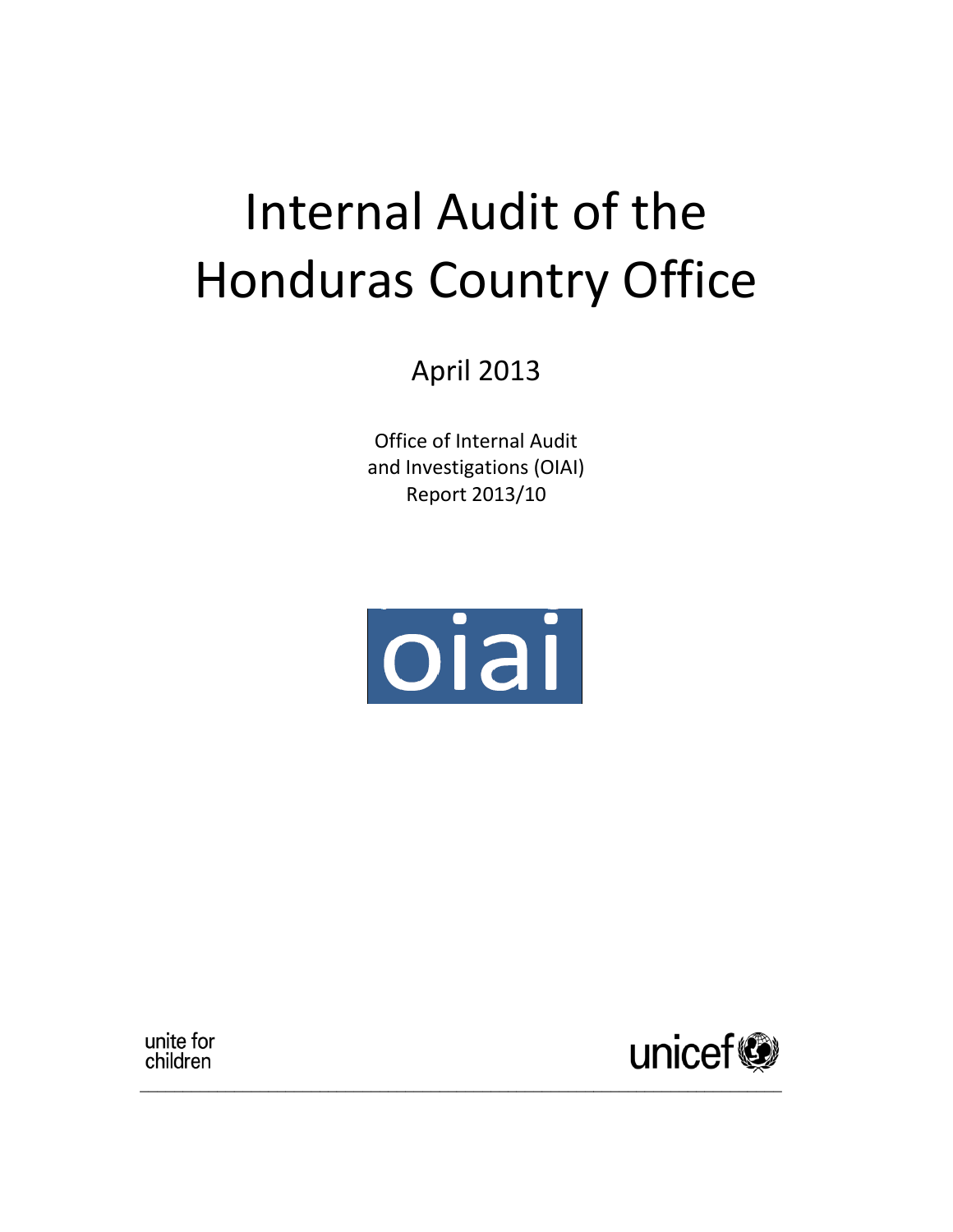# Internal Audit of the Honduras Country Office

April 2013

Office of Internal Audit
and Investigations (OIAI)
Report 2013/10

oiai

unite for
children

unicef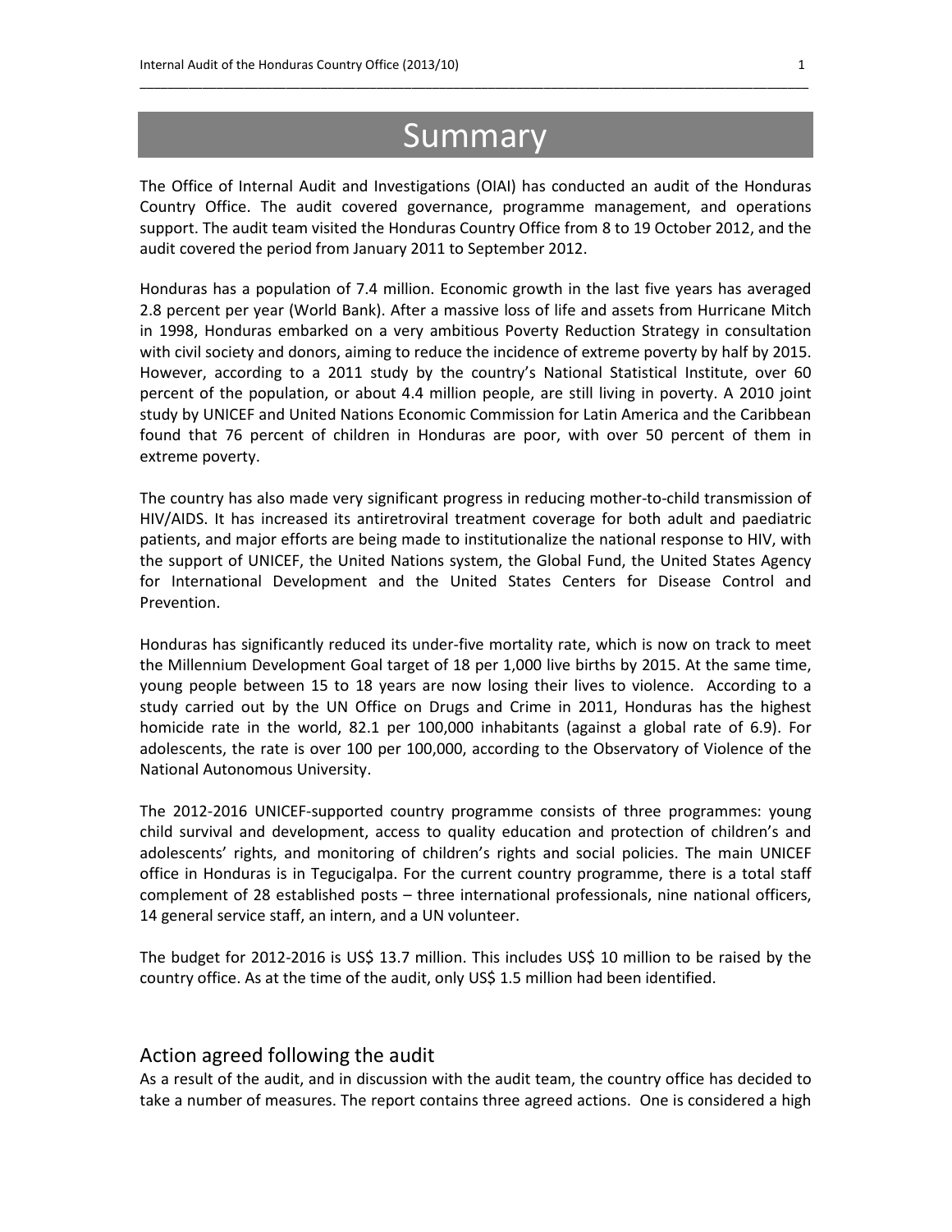# Summary

The Office of Internal Audit and Investigations (OIAI) has conducted an audit of the Honduras Country Office. The audit covered governance, programme management, and operations support. The audit team visited the Honduras Country Office from 8 to 19 October 2012, and the audit covered the period from January 2011 to September 2012.

Honduras has a population of 7.4 million. Economic growth in the last five years has averaged 2.8 percent per year (World Bank). After a massive loss of life and assets from Hurricane Mitch in 1998, Honduras embarked on a very ambitious Poverty Reduction Strategy in consultation with civil society and donors, aiming to reduce the incidence of extreme poverty by half by 2015. However, according to a 2011 study by the country's National Statistical Institute, over 60 percent of the population, or about 4.4 million people, are still living in poverty. A 2010 joint study by UNICEF and United Nations Economic Commission for Latin America and the Caribbean found that 76 percent of children in Honduras are poor, with over 50 percent of them in extreme poverty.

The country has also made very significant progress in reducing mother-to-child transmission of HIV/AIDS. It has increased its antiretroviral treatment coverage for both adult and paediatric patients, and major efforts are being made to institutionalize the national response to HIV, with the support of UNICEF, the United Nations system, the Global Fund, the United States Agency for International Development and the United States Centers for Disease Control and Prevention.

Honduras has significantly reduced its under-five mortality rate, which is now on track to meet the Millennium Development Goal target of 18 per 1,000 live births by 2015. At the same time, young people between 15 to 18 years are now losing their lives to violence. According to a study carried out by the UN Office on Drugs and Crime in 2011, Honduras has the highest homicide rate in the world, 82.1 per 100,000 inhabitants (against a global rate of 6.9). For adolescents, the rate is over 100 per 100,000, according to the Observatory of Violence of the National Autonomous University.

The 2012-2016 UNICEF-supported country programme consists of three programmes: young child survival and development, access to quality education and protection of children's and adolescents' rights, and monitoring of children's rights and social policies. The main UNICEF office in Honduras is in Tegucigalpa. For the current country programme, there is a total staff complement of 28 established posts – three international professionals, nine national officers, 14 general service staff, an intern, and a UN volunteer.

The budget for 2012-2016 is US$ 13.7 million. This includes US$ 10 million to be raised by the country office. As at the time of the audit, only US$ 1.5 million had been identified.

## Action agreed following the audit

As a result of the audit, and in discussion with the audit team, the country office has decided to take a number of measures. The report contains three agreed actions. One is considered a high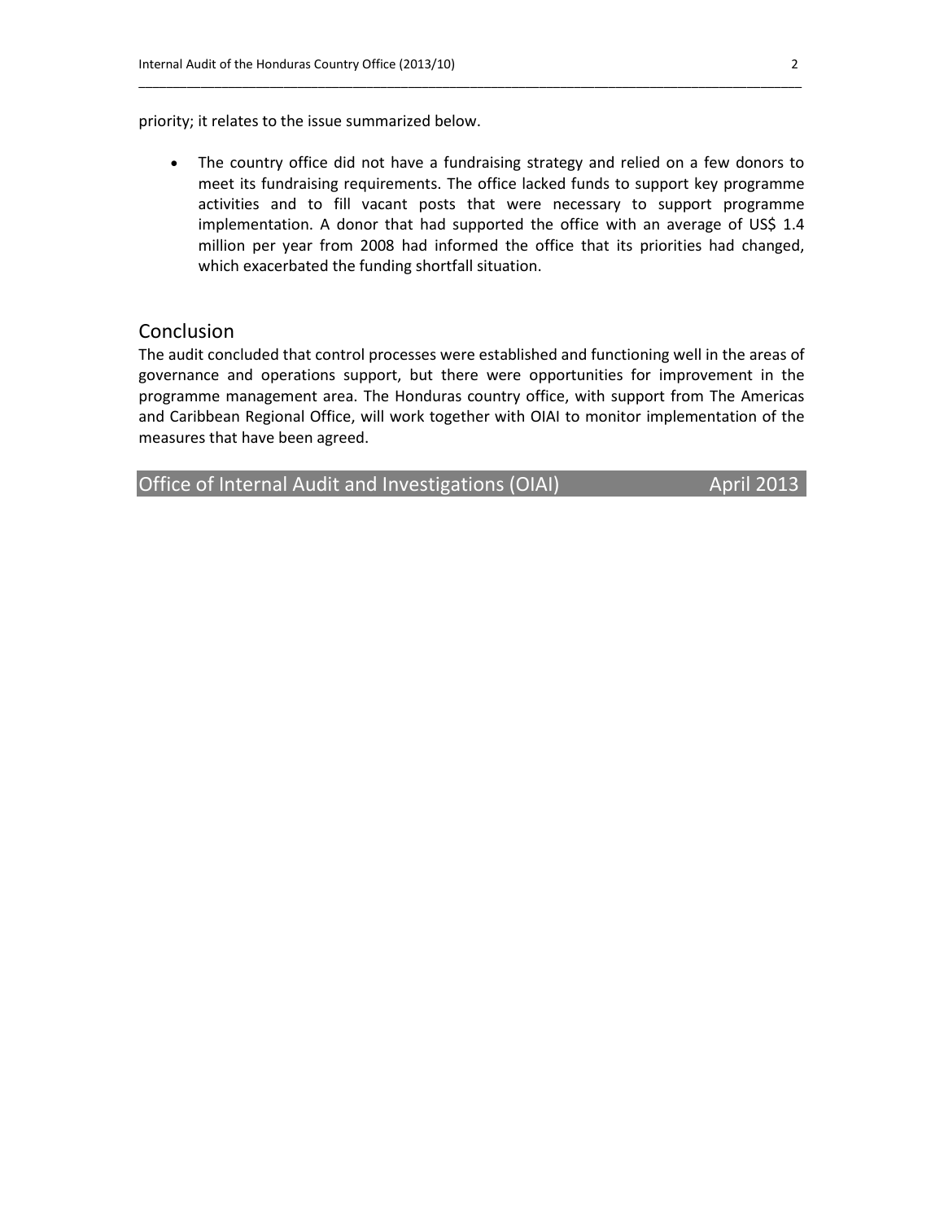priority; it relates to the issue summarized below.

- The country office did not have a fundraising strategy and relied on a few donors to meet its fundraising requirements. The office lacked funds to support key programme activities and to fill vacant posts that were necessary to support programme implementation. A donor that had supported the office with an average of US$ 1.4 million per year from 2008 had informed the office that its priorities had changed, which exacerbated the funding shortfall situation.

## Conclusion

The audit concluded that control processes were established and functioning well in the areas of governance and operations support, but there were opportunities for improvement in the programme management area. The Honduras country office, with support from The Americas and Caribbean Regional Office, will work together with OIAI to monitor implementation of the measures that have been agreed.

**Office of Internal Audit and Investigations (OIAI)** April 2013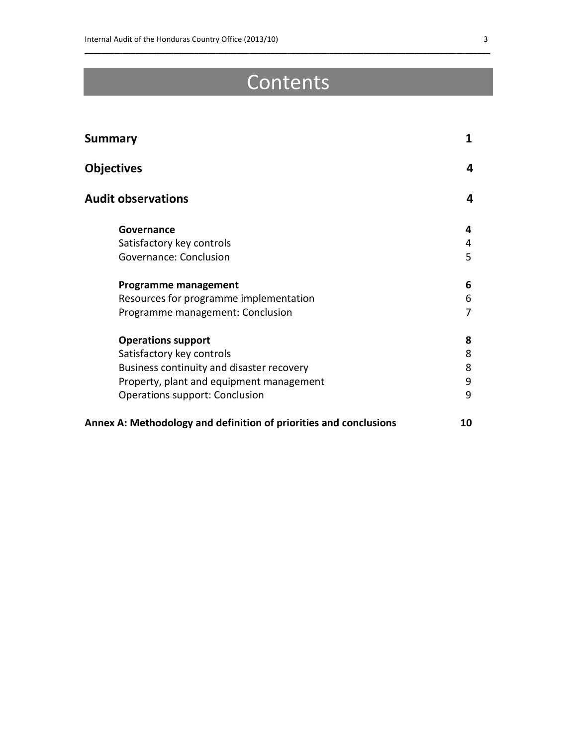# Contents

| | |
|---|---|
| **Summary** | **1** |
| **Objectives** | **4** |
| **Audit observations** | **4** |
| **Governance** | **4** |
| Satisfactory key controls | 4 |
| Governance: Conclusion | 5 |
| **Programme management** | **6** |
| Resources for programme implementation | 6 |
| Programme management: Conclusion | 7 |
| **Operations support** | **8** |
| Satisfactory key controls | 8 |
| Business continuity and disaster recovery | 8 |
| Property, plant and equipment management | 9 |
| Operations support: Conclusion | 9 |
| **Annex A: Methodology and definition of priorities and conclusions** | **10** |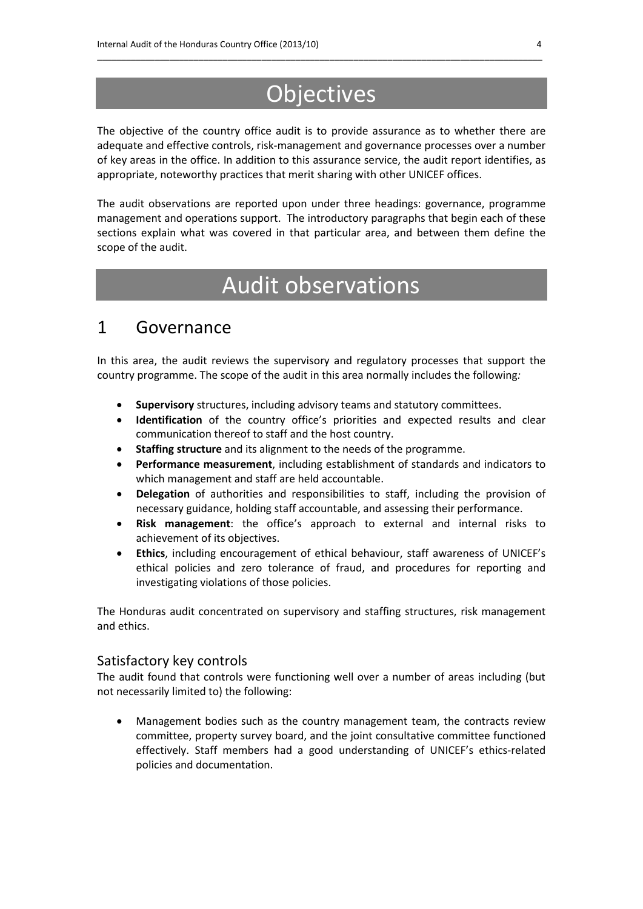# Objectives

The objective of the country office audit is to provide assurance as to whether there are adequate and effective controls, risk-management and governance processes over a number of key areas in the office. In addition to this assurance service, the audit report identifies, as appropriate, noteworthy practices that merit sharing with other UNICEF offices.

The audit observations are reported upon under three headings: governance, programme management and operations support. The introductory paragraphs that begin each of these sections explain what was covered in that particular area, and between them define the scope of the audit.

# Audit observations

## 1 Governance

In this area, the audit reviews the supervisory and regulatory processes that support the country programme. The scope of the audit in this area normally includes the following*:*

- **Supervisory** structures, including advisory teams and statutory committees.
- **Identification** of the country office's priorities and expected results and clear communication thereof to staff and the host country.
- **Staffing structure** and its alignment to the needs of the programme.
- **Performance measurement**, including establishment of standards and indicators to which management and staff are held accountable.
- **Delegation** of authorities and responsibilities to staff, including the provision of necessary guidance, holding staff accountable, and assessing their performance.
- **Risk management**: the office's approach to external and internal risks to achievement of its objectives.
- **Ethics**, including encouragement of ethical behaviour, staff awareness of UNICEF's ethical policies and zero tolerance of fraud, and procedures for reporting and investigating violations of those policies.

The Honduras audit concentrated on supervisory and staffing structures, risk management and ethics.

### Satisfactory key controls

The audit found that controls were functioning well over a number of areas including (but not necessarily limited to) the following:

- Management bodies such as the country management team, the contracts review committee, property survey board, and the joint consultative committee functioned effectively. Staff members had a good understanding of UNICEF's ethics-related policies and documentation.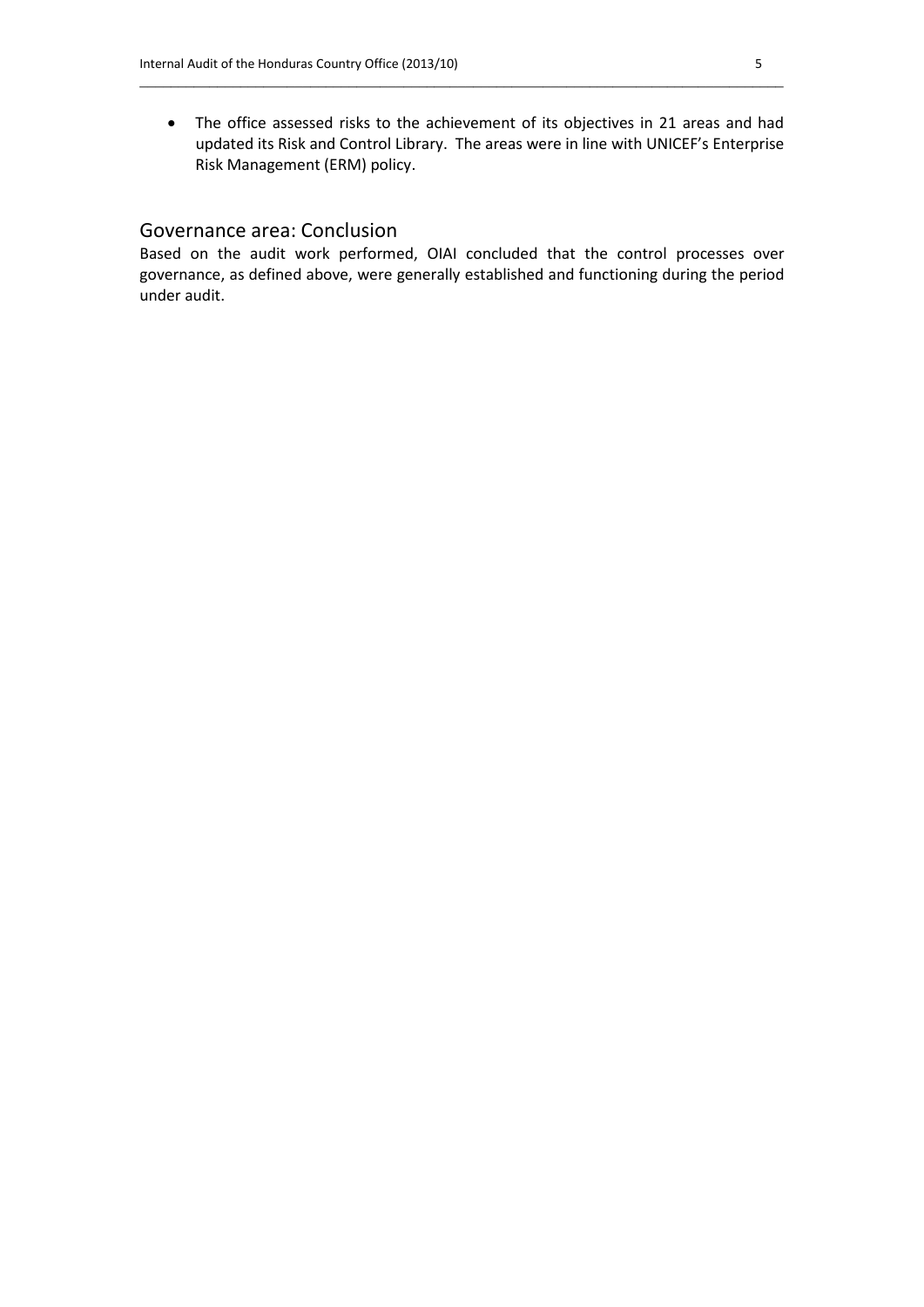- The office assessed risks to the achievement of its objectives in 21 areas and had updated its Risk and Control Library. The areas were in line with UNICEF's Enterprise Risk Management (ERM) policy.

## Governance area: Conclusion

Based on the audit work performed, OIAI concluded that the control processes over governance, as defined above, were generally established and functioning during the period under audit.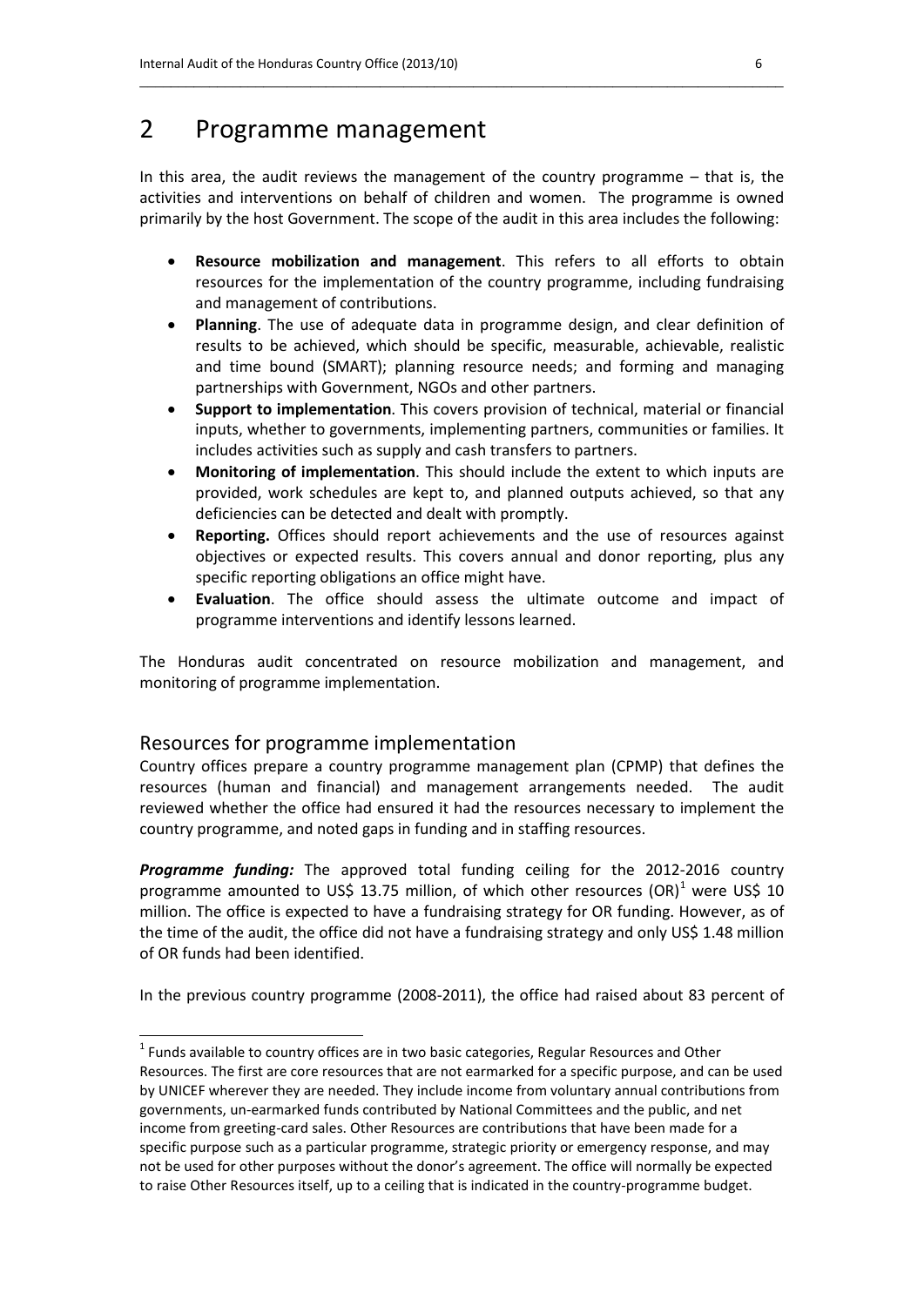# 2 Programme management

In this area, the audit reviews the management of the country programme – that is, the activities and interventions on behalf of children and women. The programme is owned primarily by the host Government. The scope of the audit in this area includes the following:

- **Resource mobilization and management**. This refers to all efforts to obtain resources for the implementation of the country programme, including fundraising and management of contributions.
- **Planning**. The use of adequate data in programme design, and clear definition of results to be achieved, which should be specific, measurable, achievable, realistic and time bound (SMART); planning resource needs; and forming and managing partnerships with Government, NGOs and other partners.
- **Support to implementation**. This covers provision of technical, material or financial inputs, whether to governments, implementing partners, communities or families. It includes activities such as supply and cash transfers to partners.
- **Monitoring of implementation**. This should include the extent to which inputs are provided, work schedules are kept to, and planned outputs achieved, so that any deficiencies can be detected and dealt with promptly.
- **Reporting.** Offices should report achievements and the use of resources against objectives or expected results. This covers annual and donor reporting, plus any specific reporting obligations an office might have.
- **Evaluation**. The office should assess the ultimate outcome and impact of programme interventions and identify lessons learned.

The Honduras audit concentrated on resource mobilization and management, and monitoring of programme implementation.

## Resources for programme implementation

Country offices prepare a country programme management plan (CPMP) that defines the resources (human and financial) and management arrangements needed. The audit reviewed whether the office had ensured it had the resources necessary to implement the country programme, and noted gaps in funding and in staffing resources.

***Programme funding:*** The approved total funding ceiling for the 2012-2016 country programme amounted to US$ 13.75 million, of which other resources (OR)[1] were US$ 10 million. The office is expected to have a fundraising strategy for OR funding. However, as of the time of the audit, the office did not have a fundraising strategy and only US$ 1.48 million of OR funds had been identified.

In the previous country programme (2008-2011), the office had raised about 83 percent of

---

[1] Funds available to country offices are in two basic categories, Regular Resources and Other Resources. The first are core resources that are not earmarked for a specific purpose, and can be used by UNICEF wherever they are needed. They include income from voluntary annual contributions from governments, un-earmarked funds contributed by National Committees and the public, and net income from greeting-card sales. Other Resources are contributions that have been made for a specific purpose such as a particular programme, strategic priority or emergency response, and may not be used for other purposes without the donor's agreement. The office will normally be expected to raise Other Resources itself, up to a ceiling that is indicated in the country-programme budget.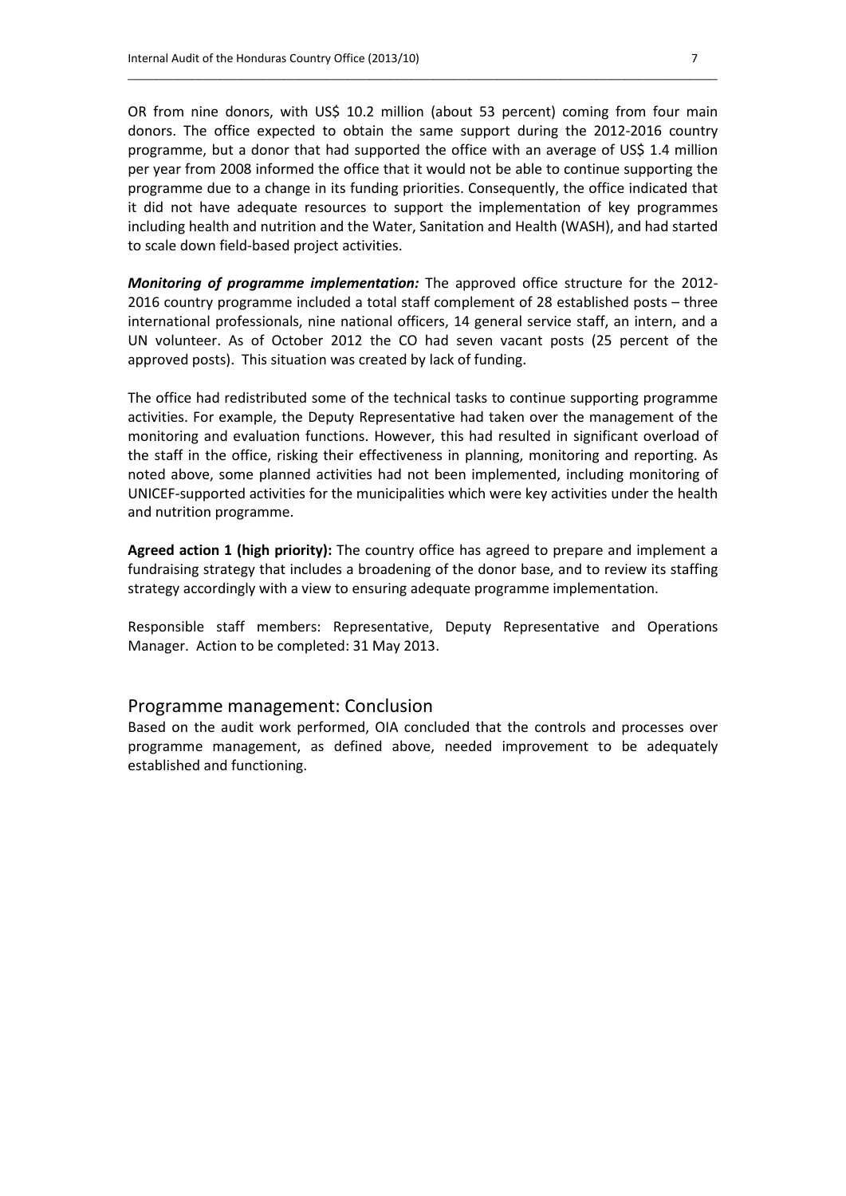OR from nine donors, with US$ 10.2 million (about 53 percent) coming from four main donors. The office expected to obtain the same support during the 2012-2016 country programme, but a donor that had supported the office with an average of US$ 1.4 million per year from 2008 informed the office that it would not be able to continue supporting the programme due to a change in its funding priorities. Consequently, the office indicated that it did not have adequate resources to support the implementation of key programmes including health and nutrition and the Water, Sanitation and Health (WASH), and had started to scale down field-based project activities.

***Monitoring of programme implementation:*** The approved office structure for the 2012-2016 country programme included a total staff complement of 28 established posts – three international professionals, nine national officers, 14 general service staff, an intern, and a UN volunteer. As of October 2012 the CO had seven vacant posts (25 percent of the approved posts). This situation was created by lack of funding.

The office had redistributed some of the technical tasks to continue supporting programme activities. For example, the Deputy Representative had taken over the management of the monitoring and evaluation functions. However, this had resulted in significant overload of the staff in the office, risking their effectiveness in planning, monitoring and reporting. As noted above, some planned activities had not been implemented, including monitoring of UNICEF-supported activities for the municipalities which were key activities under the health and nutrition programme.

**Agreed action 1 (high priority):** The country office has agreed to prepare and implement a fundraising strategy that includes a broadening of the donor base, and to review its staffing strategy accordingly with a view to ensuring adequate programme implementation.

Responsible staff members: Representative, Deputy Representative and Operations Manager. Action to be completed: 31 May 2013.

## Programme management: Conclusion

Based on the audit work performed, OIA concluded that the controls and processes over programme management, as defined above, needed improvement to be adequately established and functioning.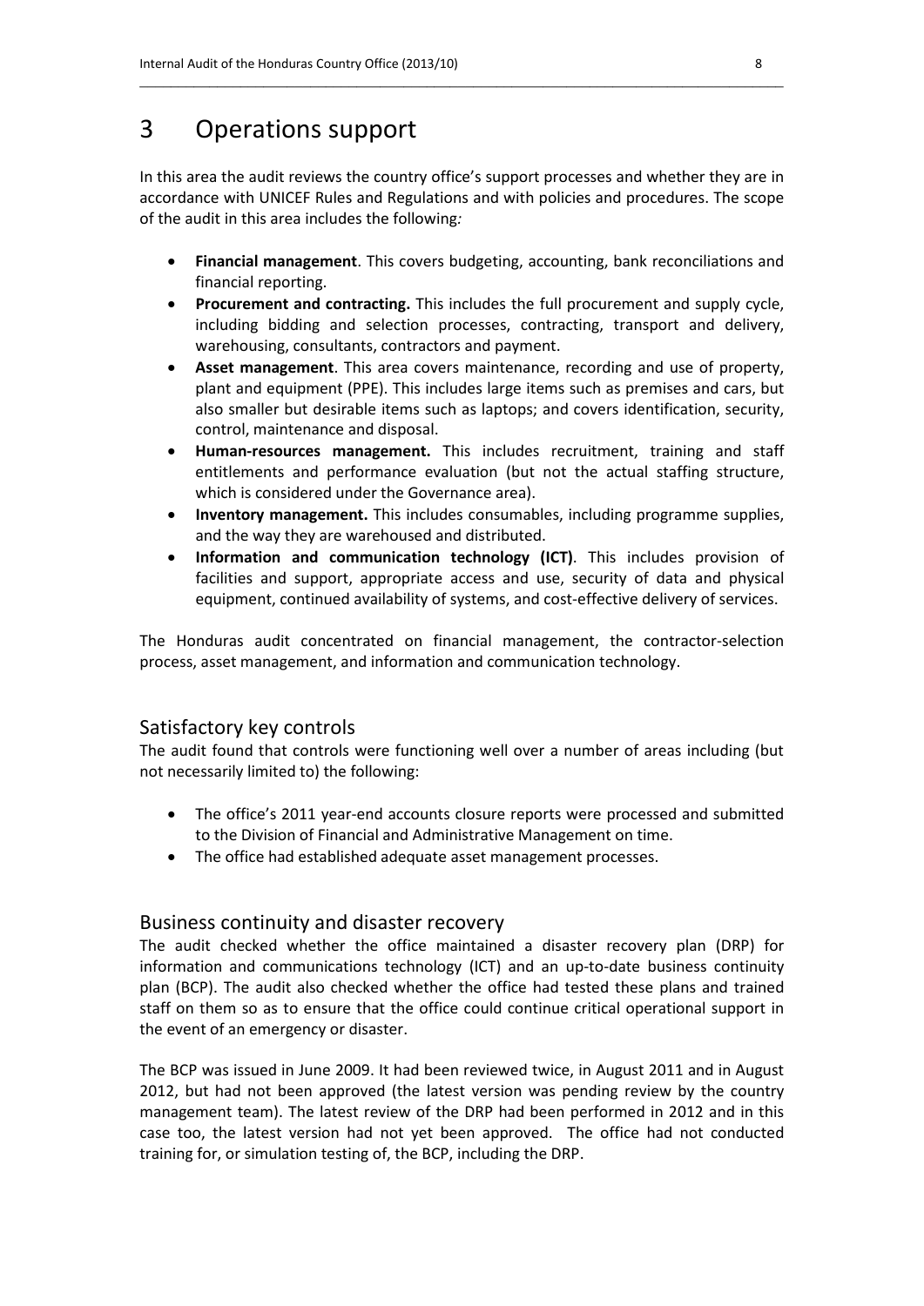# 3 Operations support

In this area the audit reviews the country office's support processes and whether they are in accordance with UNICEF Rules and Regulations and with policies and procedures. The scope of the audit in this area includes the following*:*

- **Financial management**. This covers budgeting, accounting, bank reconciliations and financial reporting.
- **Procurement and contracting.** This includes the full procurement and supply cycle, including bidding and selection processes, contracting, transport and delivery, warehousing, consultants, contractors and payment.
- **Asset management**. This area covers maintenance, recording and use of property, plant and equipment (PPE). This includes large items such as premises and cars, but also smaller but desirable items such as laptops; and covers identification, security, control, maintenance and disposal.
- **Human-resources management.** This includes recruitment, training and staff entitlements and performance evaluation (but not the actual staffing structure, which is considered under the Governance area).
- **Inventory management.** This includes consumables, including programme supplies, and the way they are warehoused and distributed.
- **Information and communication technology (ICT)**. This includes provision of facilities and support, appropriate access and use, security of data and physical equipment, continued availability of systems, and cost-effective delivery of services.

The Honduras audit concentrated on financial management, the contractor-selection process, asset management, and information and communication technology.

## Satisfactory key controls

The audit found that controls were functioning well over a number of areas including (but not necessarily limited to) the following:

- The office's 2011 year-end accounts closure reports were processed and submitted to the Division of Financial and Administrative Management on time.
- The office had established adequate asset management processes.

## Business continuity and disaster recovery

The audit checked whether the office maintained a disaster recovery plan (DRP) for information and communications technology (ICT) and an up-to-date business continuity plan (BCP). The audit also checked whether the office had tested these plans and trained staff on them so as to ensure that the office could continue critical operational support in the event of an emergency or disaster.

The BCP was issued in June 2009. It had been reviewed twice, in August 2011 and in August 2012, but had not been approved (the latest version was pending review by the country management team). The latest review of the DRP had been performed in 2012 and in this case too, the latest version had not yet been approved. The office had not conducted training for, or simulation testing of, the BCP, including the DRP.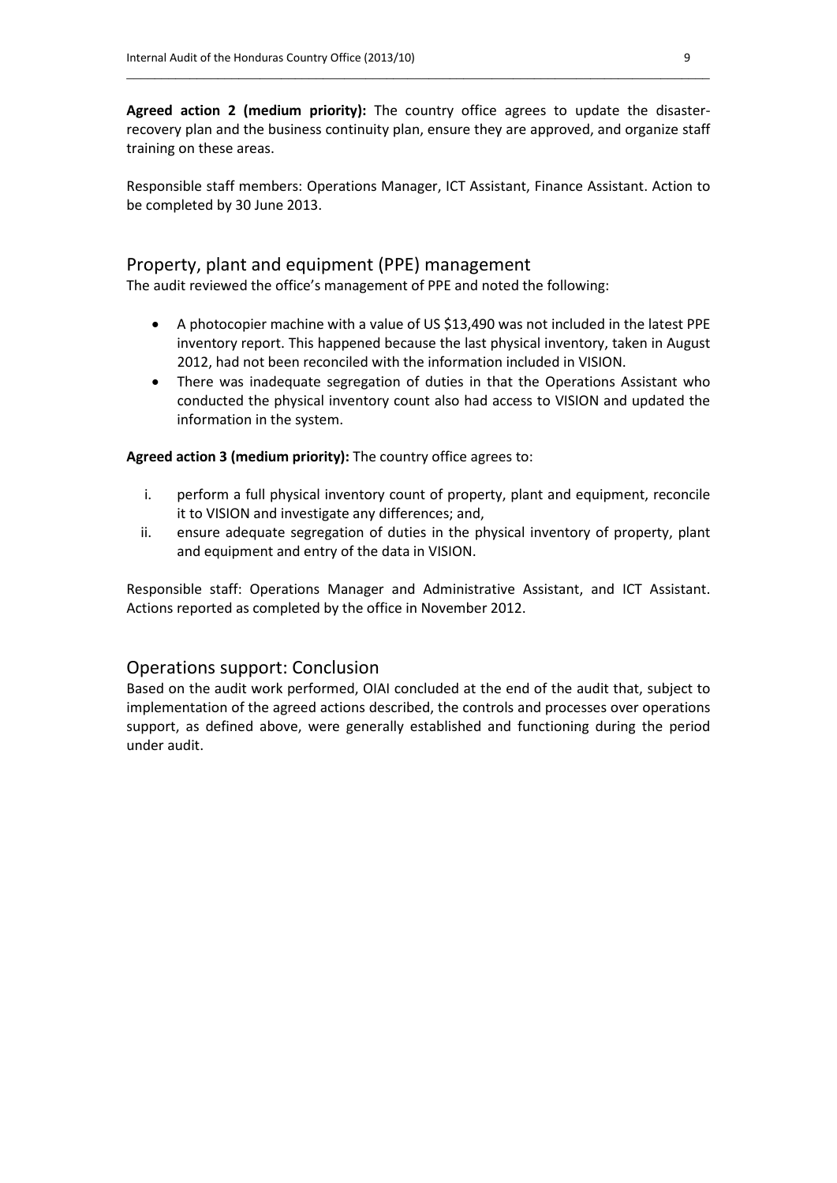**Agreed action 2 (medium priority):** The country office agrees to update the disaster-recovery plan and the business continuity plan, ensure they are approved, and organize staff training on these areas.

Responsible staff members: Operations Manager, ICT Assistant, Finance Assistant. Action to be completed by 30 June 2013.

## Property, plant and equipment (PPE) management

The audit reviewed the office's management of PPE and noted the following:

- A photocopier machine with a value of US $13,490 was not included in the latest PPE inventory report. This happened because the last physical inventory, taken in August 2012, had not been reconciled with the information included in VISION.
- There was inadequate segregation of duties in that the Operations Assistant who conducted the physical inventory count also had access to VISION and updated the information in the system.

**Agreed action 3 (medium priority):** The country office agrees to:

i. perform a full physical inventory count of property, plant and equipment, reconcile it to VISION and investigate any differences; and,
ii. ensure adequate segregation of duties in the physical inventory of property, plant and equipment and entry of the data in VISION.

Responsible staff: Operations Manager and Administrative Assistant, and ICT Assistant. Actions reported as completed by the office in November 2012.

## Operations support: Conclusion

Based on the audit work performed, OIAI concluded at the end of the audit that, subject to implementation of the agreed actions described, the controls and processes over operations support, as defined above, were generally established and functioning during the period under audit.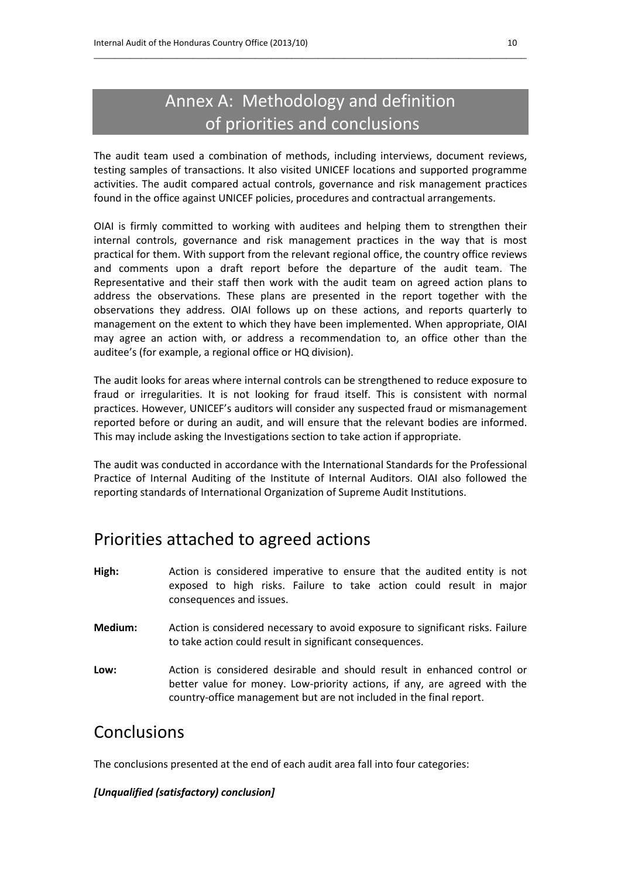# Annex A: Methodology and definition of priorities and conclusions

The audit team used a combination of methods, including interviews, document reviews, testing samples of transactions. It also visited UNICEF locations and supported programme activities. The audit compared actual controls, governance and risk management practices found in the office against UNICEF policies, procedures and contractual arrangements.

OIAI is firmly committed to working with auditees and helping them to strengthen their internal controls, governance and risk management practices in the way that is most practical for them. With support from the relevant regional office, the country office reviews and comments upon a draft report before the departure of the audit team. The Representative and their staff then work with the audit team on agreed action plans to address the observations. These plans are presented in the report together with the observations they address. OIAI follows up on these actions, and reports quarterly to management on the extent to which they have been implemented. When appropriate, OIAI may agree an action with, or address a recommendation to, an office other than the auditee's (for example, a regional office or HQ division).

The audit looks for areas where internal controls can be strengthened to reduce exposure to fraud or irregularities. It is not looking for fraud itself. This is consistent with normal practices. However, UNICEF's auditors will consider any suspected fraud or mismanagement reported before or during an audit, and will ensure that the relevant bodies are informed. This may include asking the Investigations section to take action if appropriate.

The audit was conducted in accordance with the International Standards for the Professional Practice of Internal Auditing of the Institute of Internal Auditors. OIAI also followed the reporting standards of International Organization of Supreme Audit Institutions.

## Priorities attached to agreed actions

**High:** Action is considered imperative to ensure that the audited entity is not exposed to high risks. Failure to take action could result in major consequences and issues.

**Medium:** Action is considered necessary to avoid exposure to significant risks. Failure to take action could result in significant consequences.

**Low:** Action is considered desirable and should result in enhanced control or better value for money. Low-priority actions, if any, are agreed with the country-office management but are not included in the final report.

## Conclusions

The conclusions presented at the end of each audit area fall into four categories:

***[Unqualified (satisfactory) conclusion]***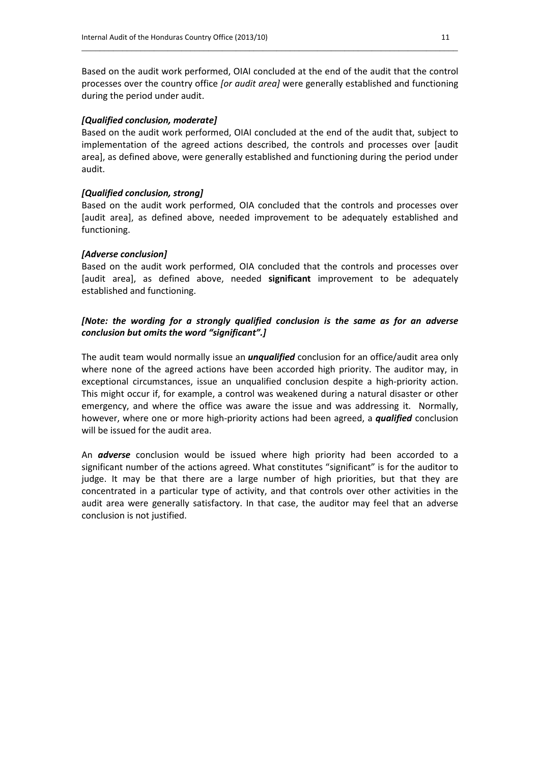Based on the audit work performed, OIAI concluded at the end of the audit that the control processes over the country office *[or audit area]* were generally established and functioning during the period under audit.

***[Qualified conclusion, moderate]***

Based on the audit work performed, OIAI concluded at the end of the audit that, subject to implementation of the agreed actions described, the controls and processes over [audit area], as defined above, were generally established and functioning during the period under audit.

***[Qualified conclusion, strong]***

Based on the audit work performed, OIA concluded that the controls and processes over [audit area], as defined above, needed improvement to be adequately established and functioning.

***[Adverse conclusion]***

Based on the audit work performed, OIA concluded that the controls and processes over [audit area], as defined above, needed **significant** improvement to be adequately established and functioning.

***[Note: the wording for a strongly qualified conclusion is the same as for an adverse conclusion but omits the word "significant".]***

The audit team would normally issue an ***unqualified*** conclusion for an office/audit area only where none of the agreed actions have been accorded high priority. The auditor may, in exceptional circumstances, issue an unqualified conclusion despite a high-priority action. This might occur if, for example, a control was weakened during a natural disaster or other emergency, and where the office was aware the issue and was addressing it. Normally, however, where one or more high-priority actions had been agreed, a ***qualified*** conclusion will be issued for the audit area.

An ***adverse*** conclusion would be issued where high priority had been accorded to a significant number of the actions agreed. What constitutes "significant" is for the auditor to judge. It may be that there are a large number of high priorities, but that they are concentrated in a particular type of activity, and that controls over other activities in the audit area were generally satisfactory. In that case, the auditor may feel that an adverse conclusion is not justified.